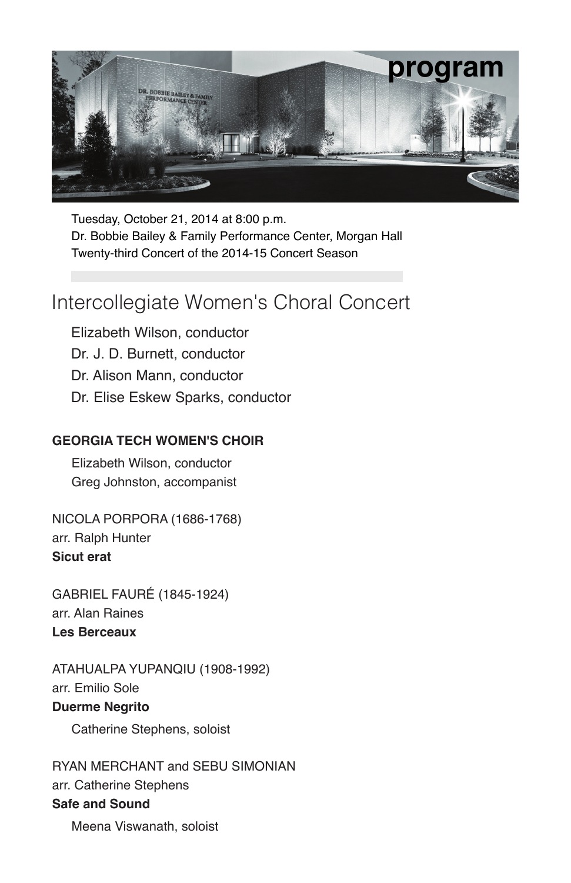# program

Tuesday, October 21, 2014 at 8:00 p.m.
Dr. Bobbie Bailey & Family Performance Center, Morgan Hall
Twenty-third Concert of the 2014-15 Concert Season

## Intercollegiate Women's Choral Concert

Elizabeth Wilson, conductor
Dr. J. D. Burnett, conductor
Dr. Alison Mann, conductor
Dr. Elise Eskew Sparks, conductor

**GEORGIA TECH WOMEN'S CHOIR**

Elizabeth Wilson, conductor
Greg Johnston, accompanist

NICOLA PORPORA (1686-1768)
arr. Ralph Hunter
**Sicut erat**

GABRIEL FAURÉ (1845-1924)
arr. Alan Raines
**Les Berceaux**

ATAHUALPA YUPANQIU (1908-1992)
arr. Emilio Sole
**Duerme Negrito**

Catherine Stephens, soloist

RYAN MERCHANT and SEBU SIMONIAN
arr. Catherine Stephens
**Safe and Sound**

Meena Viswanath, soloist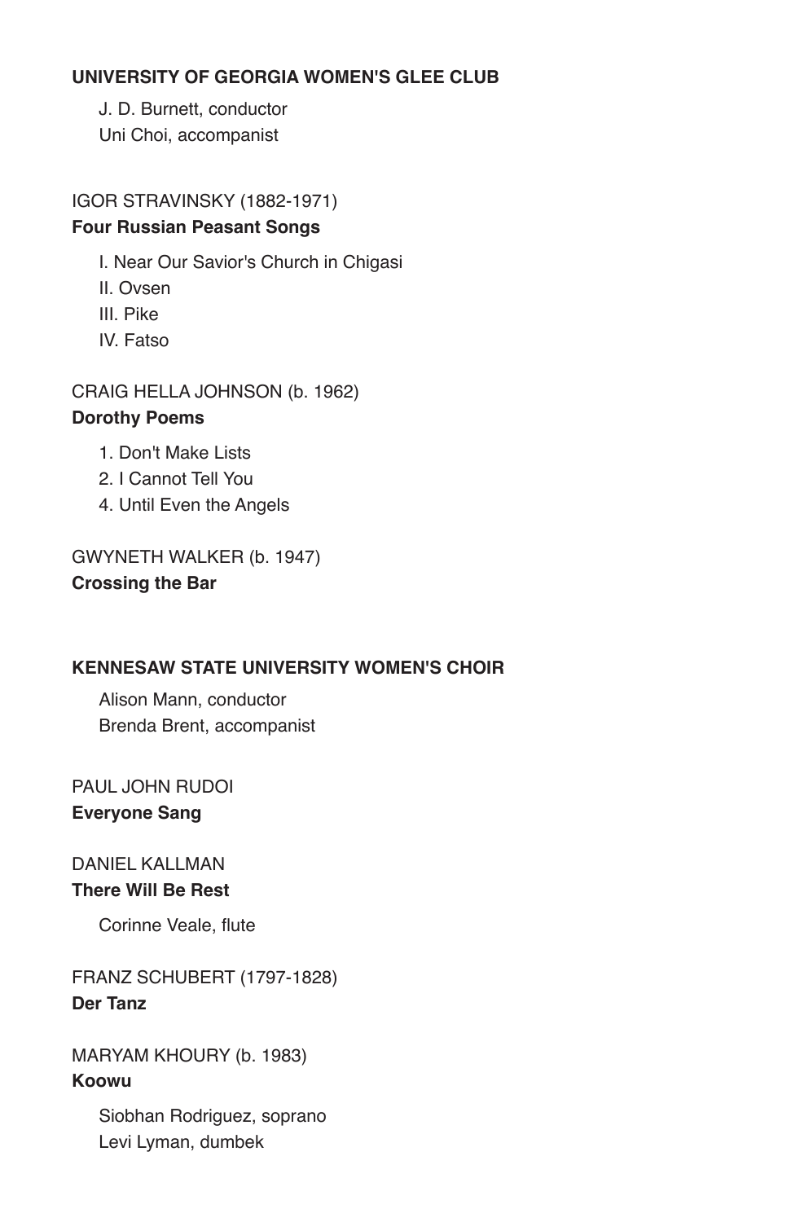## UNIVERSITY OF GEORGIA WOMEN'S GLEE CLUB

J. D. Burnett, conductor
Uni Choi, accompanist

IGOR STRAVINSKY (1882-1971)
**Four Russian Peasant Songs**

I. Near Our Savior's Church in Chigasi
II. Ovsen
III. Pike
IV. Fatso

CRAIG HELLA JOHNSON (b. 1962)
**Dorothy Poems**

1. Don't Make Lists
2. I Cannot Tell You
4. Until Even the Angels

GWYNETH WALKER (b. 1947)
**Crossing the Bar**

## KENNESAW STATE UNIVERSITY WOMEN'S CHOIR

Alison Mann, conductor
Brenda Brent, accompanist

PAUL JOHN RUDOI
**Everyone Sang**

DANIEL KALLMAN
**There Will Be Rest**

Corinne Veale, flute

FRANZ SCHUBERT (1797-1828)
**Der Tanz**

MARYAM KHOURY (b. 1983)
**Koowu**

Siobhan Rodriguez, soprano
Levi Lyman, dumbek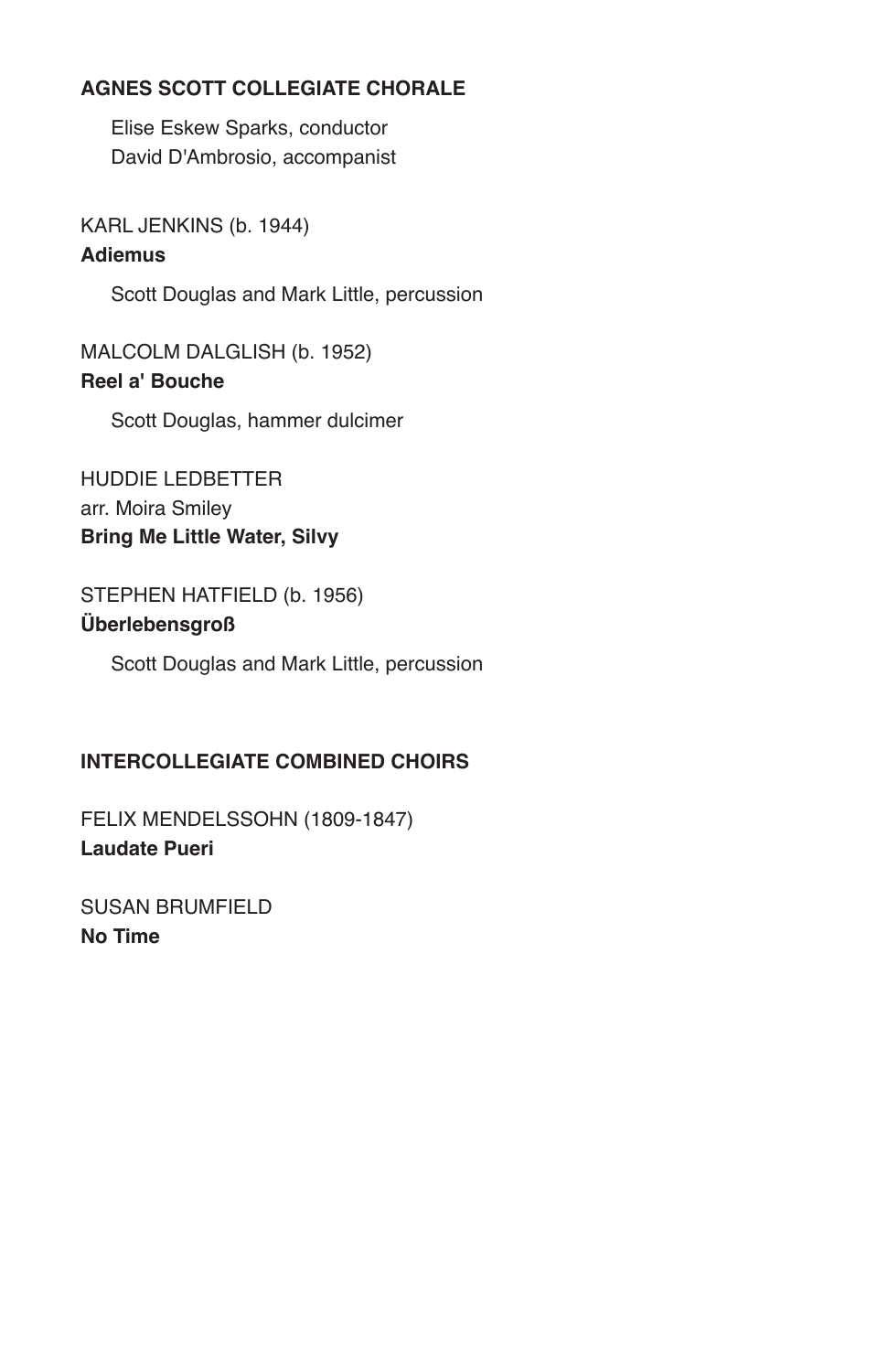## AGNES SCOTT COLLEGIATE CHORALE

Elise Eskew Sparks, conductor
David D'Ambrosio, accompanist

KARL JENKINS (b. 1944)
**Adiemus**

Scott Douglas and Mark Little, percussion

MALCOLM DALGLISH (b. 1952)
**Reel a' Bouche**

Scott Douglas, hammer dulcimer

HUDDIE LEDBETTER
arr. Moira Smiley
**Bring Me Little Water, Silvy**

STEPHEN HATFIELD (b. 1956)
**Überlebensgroß**

Scott Douglas and Mark Little, percussion

## INTERCOLLEGIATE COMBINED CHOIRS

FELIX MENDELSSOHN (1809-1847)
**Laudate Pueri**

SUSAN BRUMFIELD
**No Time**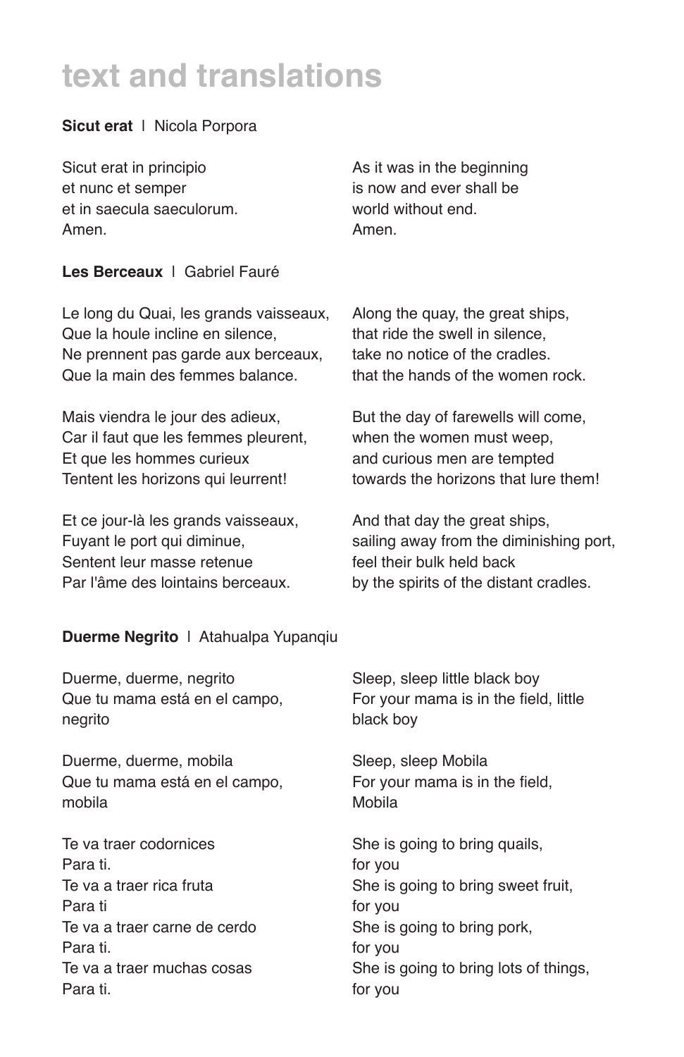# text and translations

**Sicut erat** | Nicola Porpora

Sicut erat in principio
et nunc et semper
et in saecula saeculorum.
Amen.

As it was in the beginning
is now and ever shall be
world without end.
Amen.

**Les Berceaux** | Gabriel Fauré

Le long du Quai, les grands vaisseaux,
Que la houle incline en silence,
Ne prennent pas garde aux berceaux,
Que la main des femmes balance.

Along the quay, the great ships,
that ride the swell in silence,
take no notice of the cradles.
that the hands of the women rock.

Mais viendra le jour des adieux,
Car il faut que les femmes pleurent,
Et que les hommes curieux
Tentent les horizons qui leurrent!

But the day of farewells will come,
when the women must weep,
and curious men are tempted
towards the horizons that lure them!

Et ce jour-là les grands vaisseaux,
Fuyant le port qui diminue,
Sentent leur masse retenue
Par l'âme des lointains berceaux.

And that day the great ships,
sailing away from the diminishing port,
feel their bulk held back
by the spirits of the distant cradles.

**Duerme Negrito** | Atahualpa Yupanqiu

Duerme, duerme, negrito
Que tu mama está en el campo,
negrito

Sleep, sleep little black boy
For your mama is in the field, little
black boy

Duerme, duerme, mobila
Que tu mama está en el campo,
mobila

Sleep, sleep Mobila
For your mama is in the field,
Mobila

Te va traer codornices
Para ti.
Te va a traer rica fruta
Para ti
Te va a traer carne de cerdo
Para ti.
Te va a traer muchas cosas
Para ti.

She is going to bring quails,
for you
She is going to bring sweet fruit,
for you
She is going to bring pork,
for you
She is going to bring lots of things,
for you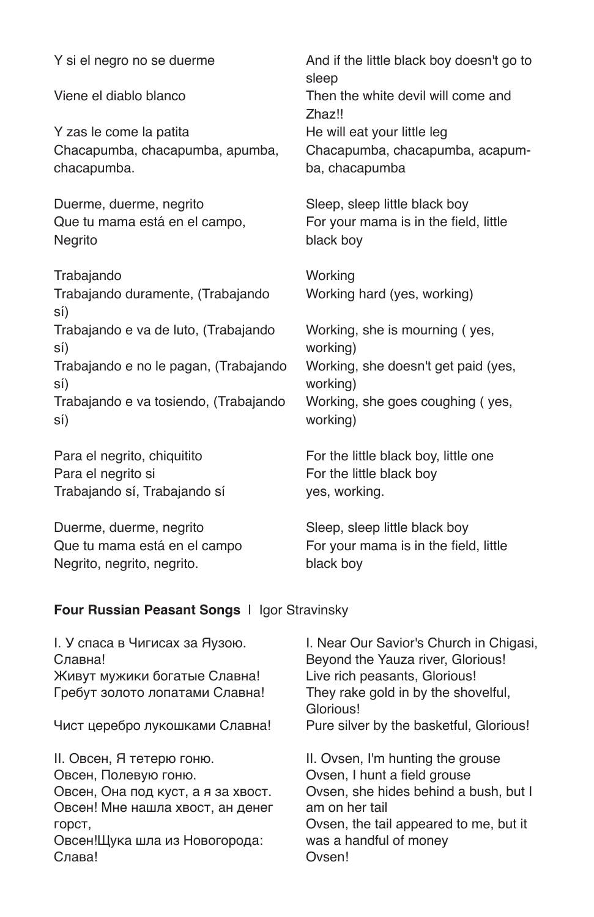| | |
|---|---|
| Y si el negro no se duerme | And if the little black boy doesn't go to sleep |
| Viene el diablo blanco | Then the white devil will come and Zhaz!! |
| Y zas le come la patita<br>Chacapumba, chacapumba, apumba, chacapumba. | He will eat your little leg<br>Chacapumba, chacapumba, acapumba, chacapumba |
| Duerme, duerme, negrito<br>Que tu mama está en el campo, Negrito | Sleep, sleep little black boy<br>For your mama is in the field, little black boy |
| Trabajando<br>Trabajando duramente, (Trabajando sí) | Working<br>Working hard (yes, working) |
| Trabajando e va de luto, (Trabajando sí)<br>Trabajando e no le pagan, (Trabajando sí)<br>Trabajando e va tosiendo, (Trabajando sí) | Working, she is mourning ( yes, working)<br>Working, she doesn't get paid (yes, working)<br>Working, she goes coughing ( yes, working) |
| Para el negrito, chiquitito<br>Para el negrito si<br>Trabajando sí, Trabajando sí | For the little black boy, little one<br>For the little black boy<br>yes, working. |
| Duerme, duerme, negrito<br>Que tu mama está en el campo<br>Negrito, negrito, negrito. | Sleep, sleep little black boy<br>For your mama is in the field, little black boy |

**Four Russian Peasant Songs** | Igor Stravinsky

| | |
|---|---|
| I. У спаса в Чигисах за Яузою. Славна!<br>Живут мужики богатые Славна!<br>Гребут золото лопатами Славна! | I. Near Our Savior's Church in Chigasi, Beyond the Yauza river, Glorious!<br>Live rich peasants, Glorious!<br>They rake gold in by the shovelful, Glorious! |
| Чист церебро лукошками Славна! | Pure silver by the basketful, Glorious! |
| II. Овсен, Я тетерю гоню.<br>Овсен, Полевую гоню.<br>Овсен, Она под куст, а я за хвост.<br>Овсен! Мне нашла хвост, ан денег горст,<br>Овсен!Щука шла из Новогорода: Слава! | II. Ovsen, I'm hunting the grouse<br>Ovsen, I hunt a field grouse<br>Ovsen, she hides behind a bush, but I am on her tail<br>Ovsen, the tail appeared to me, but it was a handful of money<br>Ovsen! |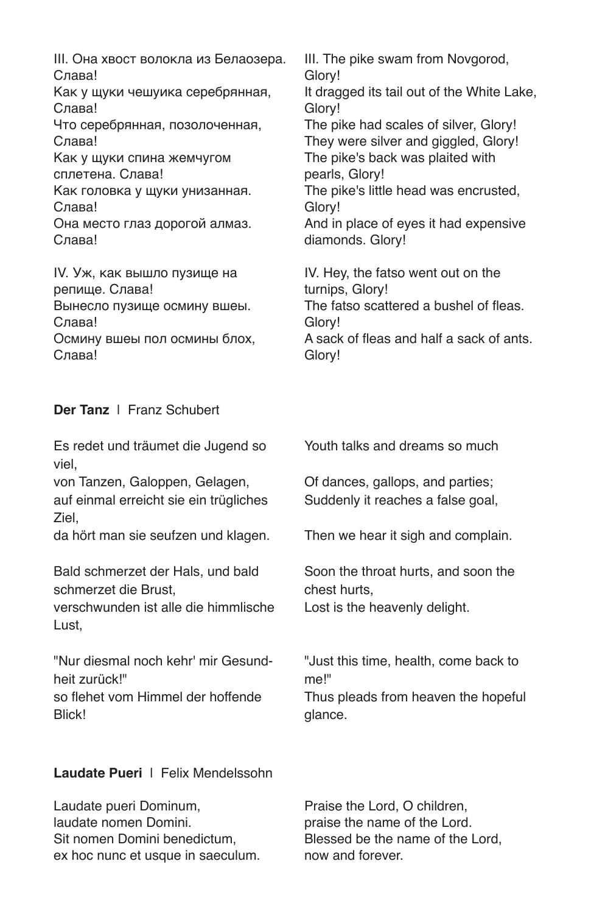III. Она хвост волокла из Белаозера. Слава!
Как у щуки чешуика серебрянная, Слава!
Что серебрянная, позолоченная, Слава!
Как у щуки спина жемчугом сплетена. Слава!
Как головка у щуки унизанная. Слава!
Она место глаз дорогой алмаз. Слава!

III. The pike swam from Novgorod, Glory!
It dragged its tail out of the White Lake, Glory!
The pike had scales of silver, Glory!
They were silver and giggled, Glory!
The pike's back was plaited with pearls, Glory!
The pike's little head was encrusted, Glory!
And in place of eyes it had expensive diamonds. Glory!

IV. Уж, как вышло пузище на репище. Слава!
Вынесло пузище осмину вшеы. Слава!
Осмину вшеы пол осмины блох, Слава!

IV. Hey, the fatso went out on the turnips, Glory!
The fatso scattered a bushel of fleas. Glory!
A sack of fleas and half a sack of ants. Glory!

**Der Tanz** | Franz Schubert

Es redet und träumet die Jugend so viel,
von Tanzen, Galoppen, Gelagen,
auf einmal erreicht sie ein trügliches Ziel,
da hört man sie seufzen und klagen.

Bald schmerzet der Hals, und bald schmerzet die Brust,
verschwunden ist alle die himmlische Lust,

"Nur diesmal noch kehr' mir Gesundheit zurück!"
so flehet vom Himmel der hoffende Blick!

Youth talks and dreams so much
Of dances, gallops, and parties;
Suddenly it reaches a false goal,
Then we hear it sigh and complain.

Soon the throat hurts, and soon the chest hurts,
Lost is the heavenly delight.

"Just this time, health, come back to me!"
Thus pleads from heaven the hopeful glance.

**Laudate Pueri** | Felix Mendelssohn

Laudate pueri Dominum,
laudate nomen Domini.
Sit nomen Domini benedictum,
ex hoc nunc et usque in saeculum.

Praise the Lord, O children,
praise the name of the Lord.
Blessed be the name of the Lord,
now and forever.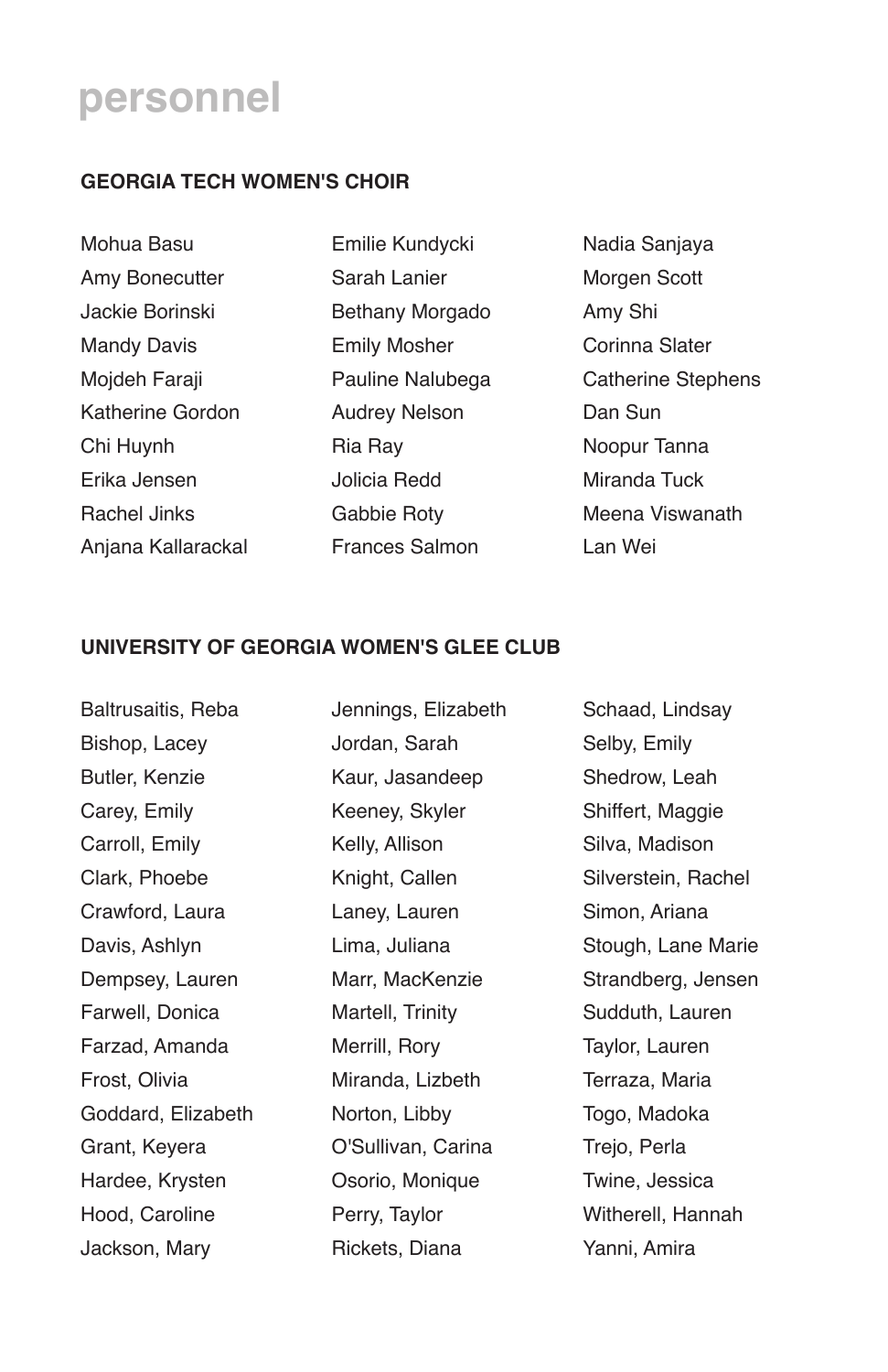# personnel

## GEORGIA TECH WOMEN'S CHOIR

Mohua Basu
Amy Bonecutter
Jackie Borinski
Mandy Davis
Mojdeh Faraji
Katherine Gordon
Chi Huynh
Erika Jensen
Rachel Jinks
Anjana Kallarackal
Emilie Kundycki
Sarah Lanier
Bethany Morgado
Emily Mosher
Pauline Nalubega
Audrey Nelson
Ria Ray
Jolicia Redd
Gabbie Roty
Frances Salmon
Nadia Sanjaya
Morgen Scott
Amy Shi
Corinna Slater
Catherine Stephens
Dan Sun
Noopur Tanna
Miranda Tuck
Meena Viswanath
Lan Wei

## UNIVERSITY OF GEORGIA WOMEN'S GLEE CLUB

Baltrusaitis, Reba
Bishop, Lacey
Butler, Kenzie
Carey, Emily
Carroll, Emily
Clark, Phoebe
Crawford, Laura
Davis, Ashlyn
Dempsey, Lauren
Farwell, Donica
Farzad, Amanda
Frost, Olivia
Goddard, Elizabeth
Grant, Keyera
Hardee, Krysten
Hood, Caroline
Jackson, Mary
Jennings, Elizabeth
Jordan, Sarah
Kaur, Jasandeep
Keeney, Skyler
Kelly, Allison
Knight, Callen
Laney, Lauren
Lima, Juliana
Marr, MacKenzie
Martell, Trinity
Merrill, Rory
Miranda, Lizbeth
Norton, Libby
O'Sullivan, Carina
Osorio, Monique
Perry, Taylor
Rickets, Diana
Schaad, Lindsay
Selby, Emily
Shedrow, Leah
Shiffert, Maggie
Silva, Madison
Silverstein, Rachel
Simon, Ariana
Stough, Lane Marie
Strandberg, Jensen
Sudduth, Lauren
Taylor, Lauren
Terraza, Maria
Togo, Madoka
Trejo, Perla
Twine, Jessica
Witherell, Hannah
Yanni, Amira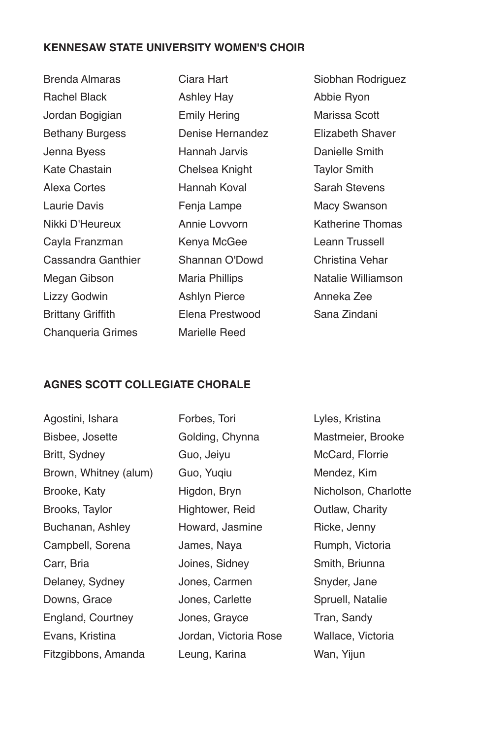**KENNESAW STATE UNIVERSITY WOMEN'S CHOIR**

Brenda Almaras
Rachel Black
Jordan Bogigian
Bethany Burgess
Jenna Byess
Kate Chastain
Alexa Cortes
Laurie Davis
Nikki D'Heureux
Cayla Franzman
Cassandra Ganthier
Megan Gibson
Lizzy Godwin
Brittany Griffith
Chanqueria Grimes
Ciara Hart
Ashley Hay
Emily Hering
Denise Hernandez
Hannah Jarvis
Chelsea Knight
Hannah Koval
Fenja Lampe
Annie Lovvorn
Kenya McGee
Shannan O'Dowd
Maria Phillips
Ashlyn Pierce
Elena Prestwood
Marielle Reed
Siobhan Rodriguez
Abbie Ryon
Marissa Scott
Elizabeth Shaver
Danielle Smith
Taylor Smith
Sarah Stevens
Macy Swanson
Katherine Thomas
Leann Trussell
Christina Vehar
Natalie Williamson
Anneka Zee
Sana Zindani

**AGNES SCOTT COLLEGIATE CHORALE**

Agostini, Ishara
Bisbee, Josette
Britt, Sydney
Brown, Whitney (alum)
Brooke, Katy
Brooks, Taylor
Buchanan, Ashley
Campbell, Sorena
Carr, Bria
Delaney, Sydney
Downs, Grace
England, Courtney
Evans, Kristina
Fitzgibbons, Amanda
Forbes, Tori
Golding, Chynna
Guo, Jeiyu
Guo, Yuqiu
Higdon, Bryn
Hightower, Reid
Howard, Jasmine
James, Naya
Joines, Sidney
Jones, Carmen
Jones, Carlette
Jones, Grayce
Jordan, Victoria Rose
Leung, Karina
Lyles, Kristina
Mastmeier, Brooke
McCard, Florrie
Mendez, Kim
Nicholson, Charlotte
Outlaw, Charity
Ricke, Jenny
Rumph, Victoria
Smith, Briunna
Snyder, Jane
Spruell, Natalie
Tran, Sandy
Wallace, Victoria
Wan, Yijun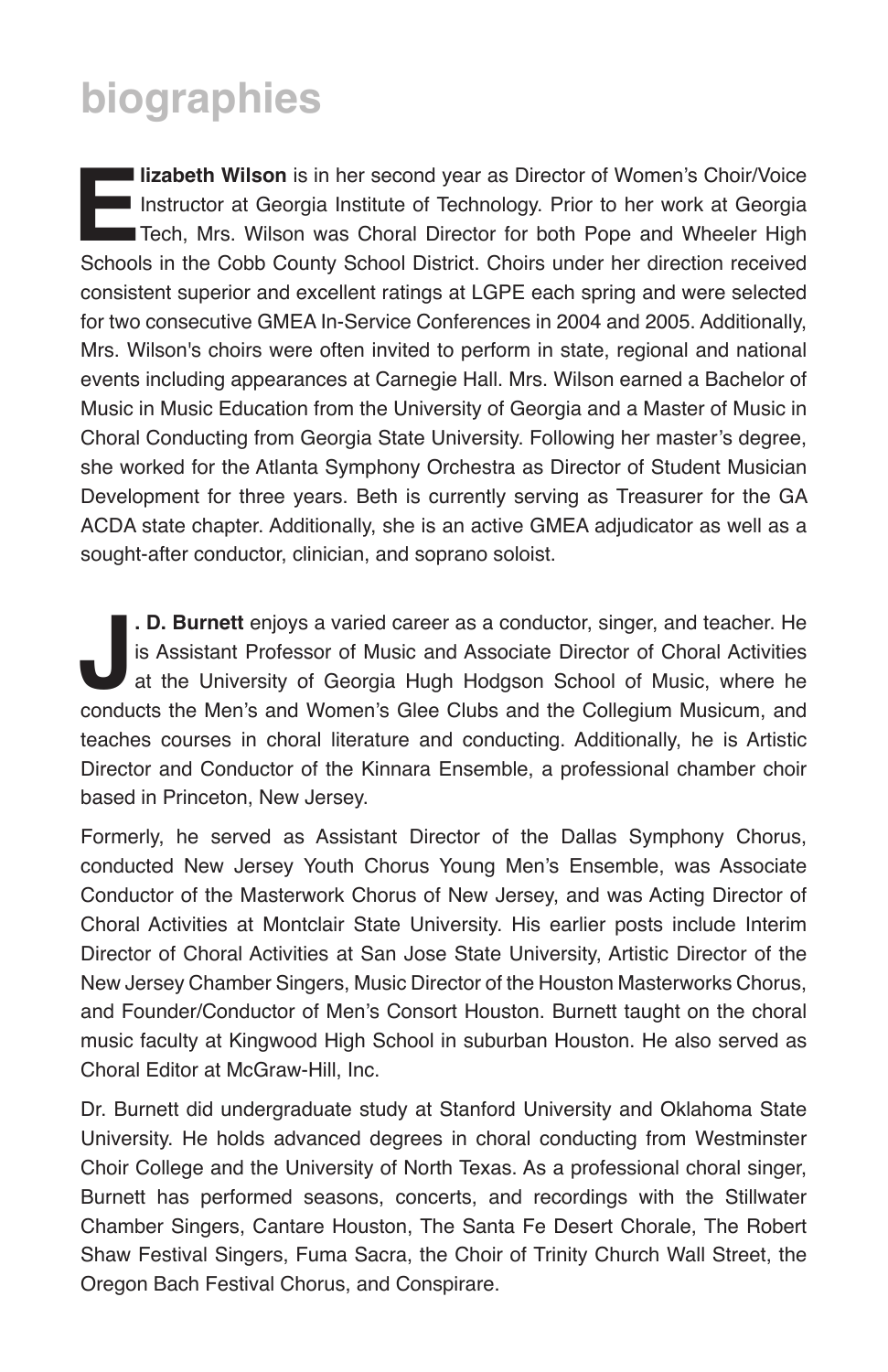# biographies

**Elizabeth Wilson** is in her second year as Director of Women's Choir/Voice Instructor at Georgia Institute of Technology. Prior to her work at Georgia Tech, Mrs. Wilson was Choral Director for both Pope and Wheeler High Schools in the Cobb County School District. Choirs under her direction received consistent superior and excellent ratings at LGPE each spring and were selected for two consecutive GMEA In-Service Conferences in 2004 and 2005. Additionally, Mrs. Wilson's choirs were often invited to perform in state, regional and national events including appearances at Carnegie Hall. Mrs. Wilson earned a Bachelor of Music in Music Education from the University of Georgia and a Master of Music in Choral Conducting from Georgia State University. Following her master's degree, she worked for the Atlanta Symphony Orchestra as Director of Student Musician Development for three years. Beth is currently serving as Treasurer for the GA ACDA state chapter. Additionally, she is an active GMEA adjudicator as well as a sought-after conductor, clinician, and soprano soloist.

**J. D. Burnett** enjoys a varied career as a conductor, singer, and teacher. He is Assistant Professor of Music and Associate Director of Choral Activities at the University of Georgia Hugh Hodgson School of Music, where he conducts the Men's and Women's Glee Clubs and the Collegium Musicum, and teaches courses in choral literature and conducting. Additionally, he is Artistic Director and Conductor of the Kinnara Ensemble, a professional chamber choir based in Princeton, New Jersey.

Formerly, he served as Assistant Director of the Dallas Symphony Chorus, conducted New Jersey Youth Chorus Young Men's Ensemble, was Associate Conductor of the Masterwork Chorus of New Jersey, and was Acting Director of Choral Activities at Montclair State University. His earlier posts include Interim Director of Choral Activities at San Jose State University, Artistic Director of the New Jersey Chamber Singers, Music Director of the Houston Masterworks Chorus, and Founder/Conductor of Men's Consort Houston. Burnett taught on the choral music faculty at Kingwood High School in suburban Houston. He also served as Choral Editor at McGraw-Hill, Inc.

Dr. Burnett did undergraduate study at Stanford University and Oklahoma State University. He holds advanced degrees in choral conducting from Westminster Choir College and the University of North Texas. As a professional choral singer, Burnett has performed seasons, concerts, and recordings with the Stillwater Chamber Singers, Cantare Houston, The Santa Fe Desert Chorale, The Robert Shaw Festival Singers, Fuma Sacra, the Choir of Trinity Church Wall Street, the Oregon Bach Festival Chorus, and Conspirare.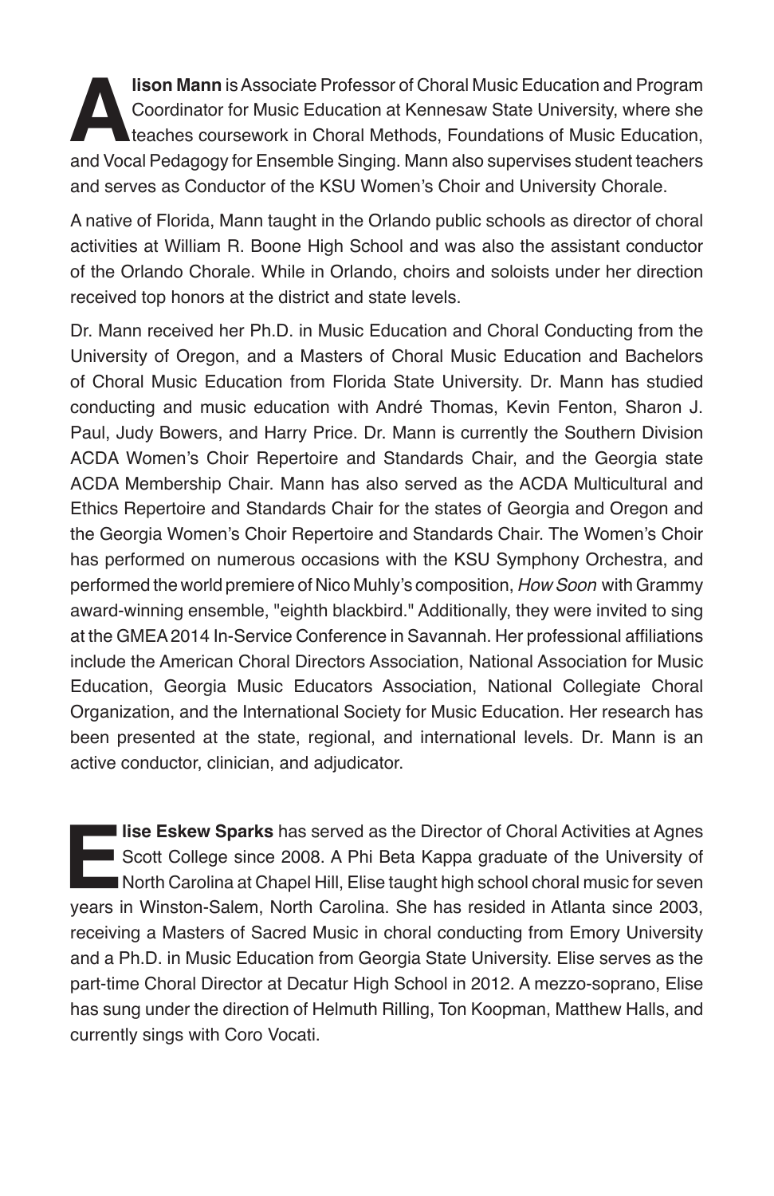**Alison Mann** is Associate Professor of Choral Music Education and Program Coordinator for Music Education at Kennesaw State University, where she teaches coursework in Choral Methods, Foundations of Music Education, and Vocal Pedagogy for Ensemble Singing. Mann also supervises student teachers and serves as Conductor of the KSU Women's Choir and University Chorale.

A native of Florida, Mann taught in the Orlando public schools as director of choral activities at William R. Boone High School and was also the assistant conductor of the Orlando Chorale. While in Orlando, choirs and soloists under her direction received top honors at the district and state levels.

Dr. Mann received her Ph.D. in Music Education and Choral Conducting from the University of Oregon, and a Masters of Choral Music Education and Bachelors of Choral Music Education from Florida State University. Dr. Mann has studied conducting and music education with André Thomas, Kevin Fenton, Sharon J. Paul, Judy Bowers, and Harry Price. Dr. Mann is currently the Southern Division ACDA Women's Choir Repertoire and Standards Chair, and the Georgia state ACDA Membership Chair. Mann has also served as the ACDA Multicultural and Ethics Repertoire and Standards Chair for the states of Georgia and Oregon and the Georgia Women's Choir Repertoire and Standards Chair. The Women's Choir has performed on numerous occasions with the KSU Symphony Orchestra, and performed the world premiere of Nico Muhly's composition, *How Soon* with Grammy award-winning ensemble, "eighth blackbird." Additionally, they were invited to sing at the GMEA 2014 In-Service Conference in Savannah. Her professional affiliations include the American Choral Directors Association, National Association for Music Education, Georgia Music Educators Association, National Collegiate Choral Organization, and the International Society for Music Education. Her research has been presented at the state, regional, and international levels. Dr. Mann is an active conductor, clinician, and adjudicator.

**Elise Eskew Sparks** has served as the Director of Choral Activities at Agnes Scott College since 2008. A Phi Beta Kappa graduate of the University of North Carolina at Chapel Hill, Elise taught high school choral music for seven years in Winston-Salem, North Carolina. She has resided in Atlanta since 2003, receiving a Masters of Sacred Music in choral conducting from Emory University and a Ph.D. in Music Education from Georgia State University. Elise serves as the part-time Choral Director at Decatur High School in 2012. A mezzo-soprano, Elise has sung under the direction of Helmuth Rilling, Ton Koopman, Matthew Halls, and currently sings with Coro Vocati.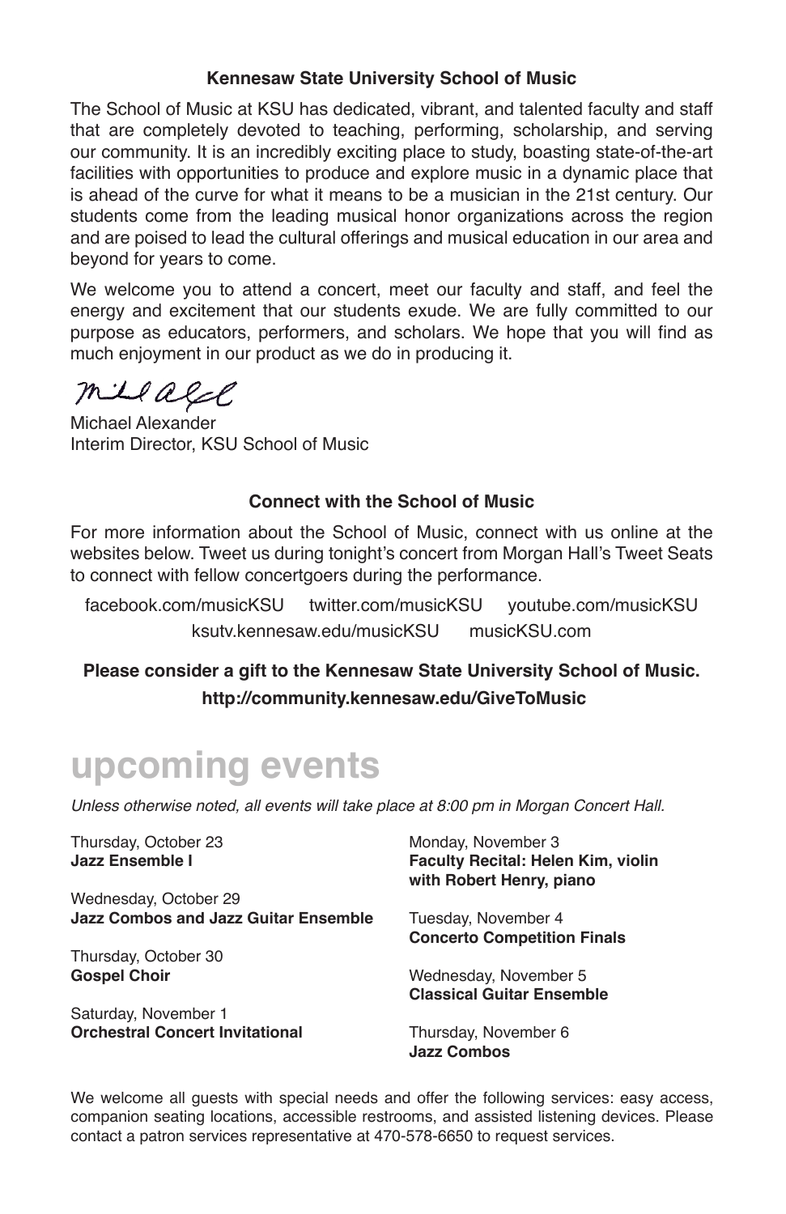**Kennesaw State University School of Music**

The School of Music at KSU has dedicated, vibrant, and talented faculty and staff that are completely devoted to teaching, performing, scholarship, and serving our community. It is an incredibly exciting place to study, boasting state-of-the-art facilities with opportunities to produce and explore music in a dynamic place that is ahead of the curve for what it means to be a musician in the 21st century. Our students come from the leading musical honor organizations across the region and are poised to lead the cultural offerings and musical education in our area and beyond for years to come.

We welcome you to attend a concert, meet our faculty and staff, and feel the energy and excitement that our students exude. We are fully committed to our purpose as educators, performers, and scholars. We hope that you will find as much enjoyment in our product as we do in producing it.

Michael Alexander
Interim Director, KSU School of Music

**Connect with the School of Music**

For more information about the School of Music, connect with us online at the websites below. Tweet us during tonight's concert from Morgan Hall's Tweet Seats to connect with fellow concertgoers during the performance.

facebook.com/musicKSU twitter.com/musicKSU youtube.com/musicKSU
ksutv.kennesaw.edu/musicKSU musicKSU.com

**Please consider a gift to the Kennesaw State University School of Music.**
**http://community.kennesaw.edu/GiveToMusic**

# upcoming events

*Unless otherwise noted, all events will take place at 8:00 pm in Morgan Concert Hall.*

Thursday, October 23
**Jazz Ensemble I**

Wednesday, October 29
**Jazz Combos and Jazz Guitar Ensemble**

Thursday, October 30
**Gospel Choir**

Saturday, November 1
**Orchestral Concert Invitational**

Monday, November 3
**Faculty Recital: Helen Kim, violin with Robert Henry, piano**

Tuesday, November 4
**Concerto Competition Finals**

Wednesday, November 5
**Classical Guitar Ensemble**

Thursday, November 6
**Jazz Combos**

We welcome all guests with special needs and offer the following services: easy access, companion seating locations, accessible restrooms, and assisted listening devices. Please contact a patron services representative at 470-578-6650 to request services.